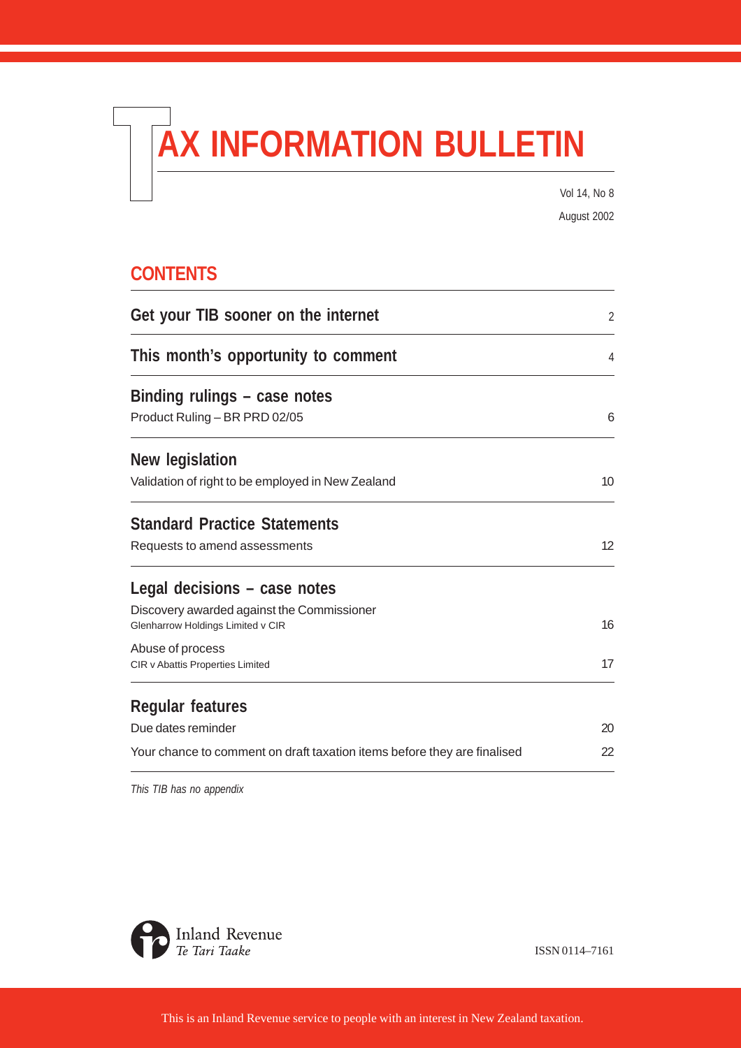# TAX INFORMATION BULLETIN

Vol 14, No 8

August 2002

## CONTENTS

| | |
|---|---|
| **Get your TIB sooner on the internet** | 2 |
| **This month's opportunity to comment** | 4 |
| **Binding rulings – case notes** | |
| Product Ruling – BR PRD 02/05 | 6 |
| **New legislation** | |
| Validation of right to be employed in New Zealand | 10 |
| **Standard Practice Statements** | |
| Requests to amend assessments | 12 |
| **Legal decisions – case notes** | |
| Discovery awarded against the Commissioner<br>Glenharrow Holdings Limited v CIR | 16 |
| Abuse of process<br>CIR v Abattis Properties Limited | 17 |
| **Regular features** | |
| Due dates reminder | 20 |
| Your chance to comment on draft taxation items before they are finalised | 22 |

*This TIB has no appendix*

Inland Revenue
*Te Tari Taake*

ISSN 0114–7161

This is an Inland Revenue service to people with an interest in New Zealand taxation.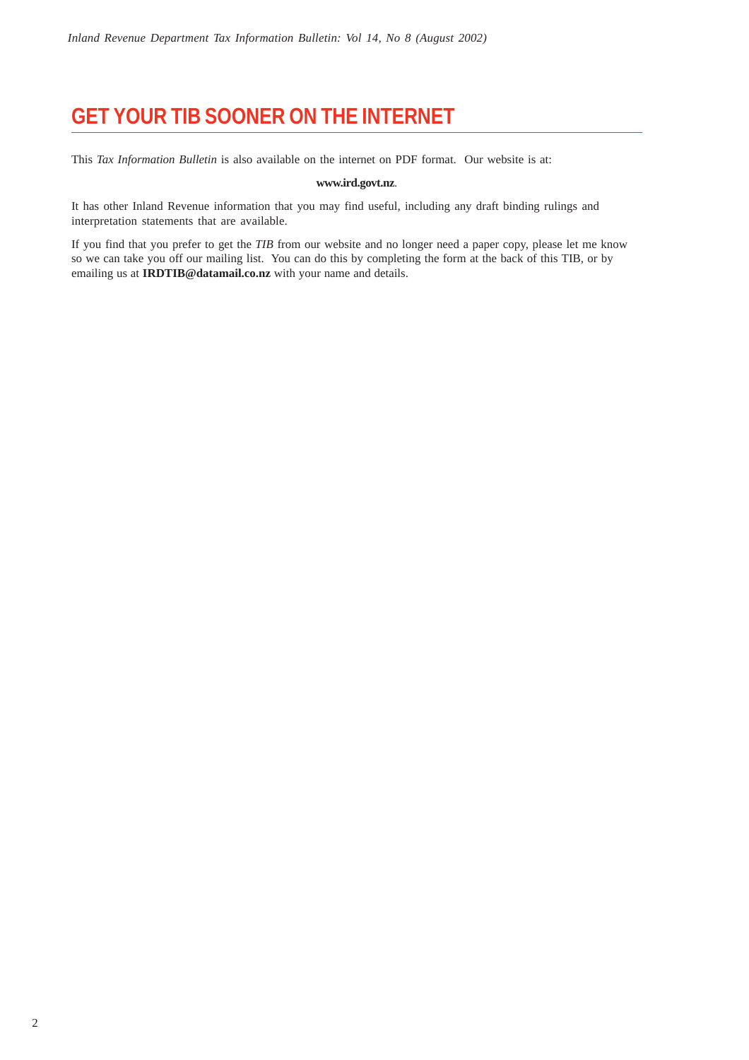# GET YOUR TIB SOONER ON THE INTERNET

This *Tax Information Bulletin* is also available on the internet on PDF format. Our website is at:

**www.ird.govt.nz**.

It has other Inland Revenue information that you may find useful, including any draft binding rulings and interpretation statements that are available.

If you find that you prefer to get the *TIB* from our website and no longer need a paper copy, please let me know so we can take you off our mailing list. You can do this by completing the form at the back of this TIB, or by emailing us at **IRDTIB@datamail.co.nz** with your name and details.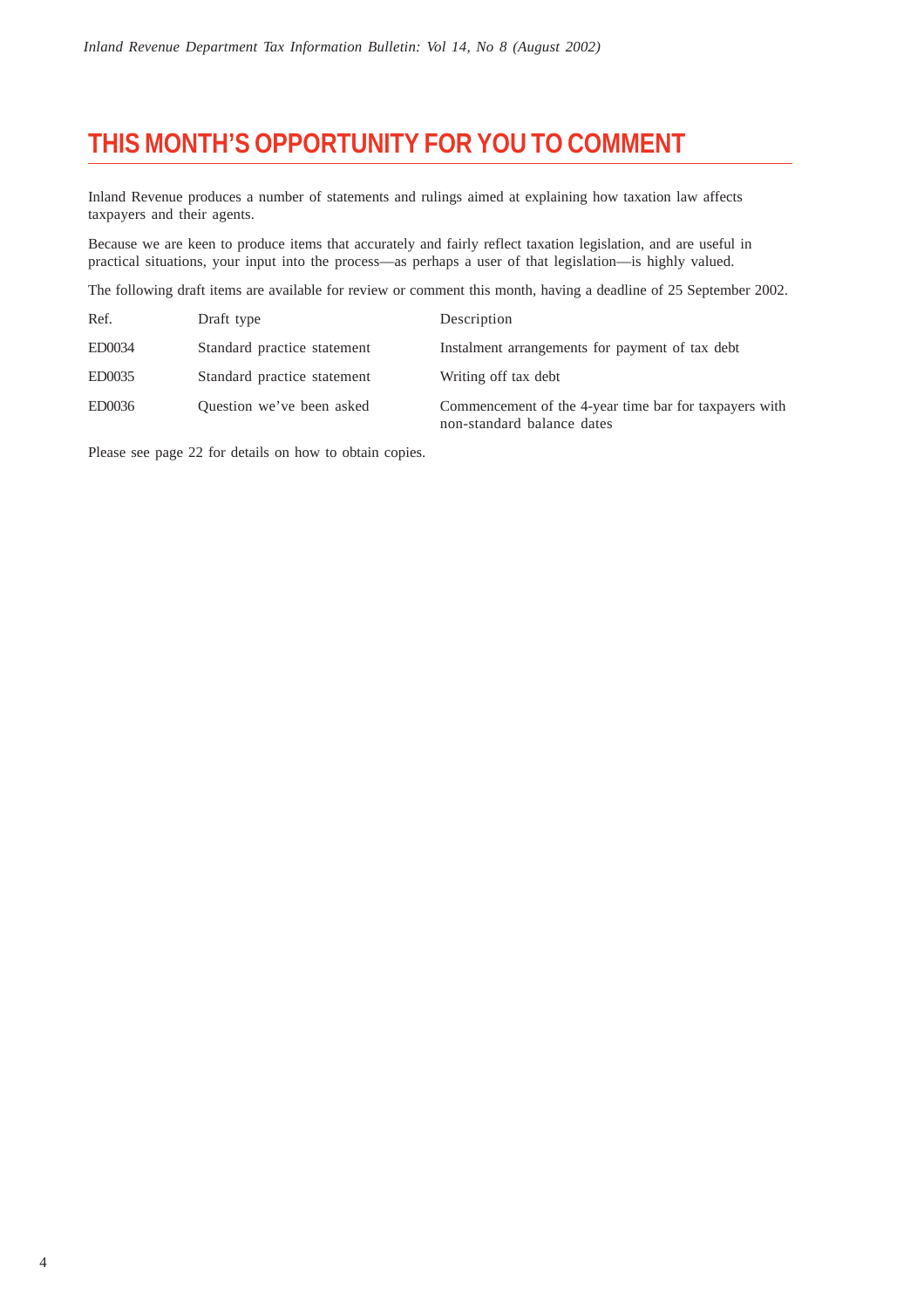# THIS MONTH'S OPPORTUNITY FOR YOU TO COMMENT

Inland Revenue produces a number of statements and rulings aimed at explaining how taxation law affects taxpayers and their agents.

Because we are keen to produce items that accurately and fairly reflect taxation legislation, and are useful in practical situations, your input into the process—as perhaps a user of that legislation—is highly valued.

The following draft items are available for review or comment this month, having a deadline of 25 September 2002.

| Ref. | Draft type | Description |
| --- | --- | --- |
| ED0034 | Standard practice statement | Instalment arrangements for payment of tax debt |
| ED0035 | Standard practice statement | Writing off tax debt |
| ED0036 | Question we've been asked | Commencement of the 4-year time bar for taxpayers with non-standard balance dates |

Please see page 22 for details on how to obtain copies.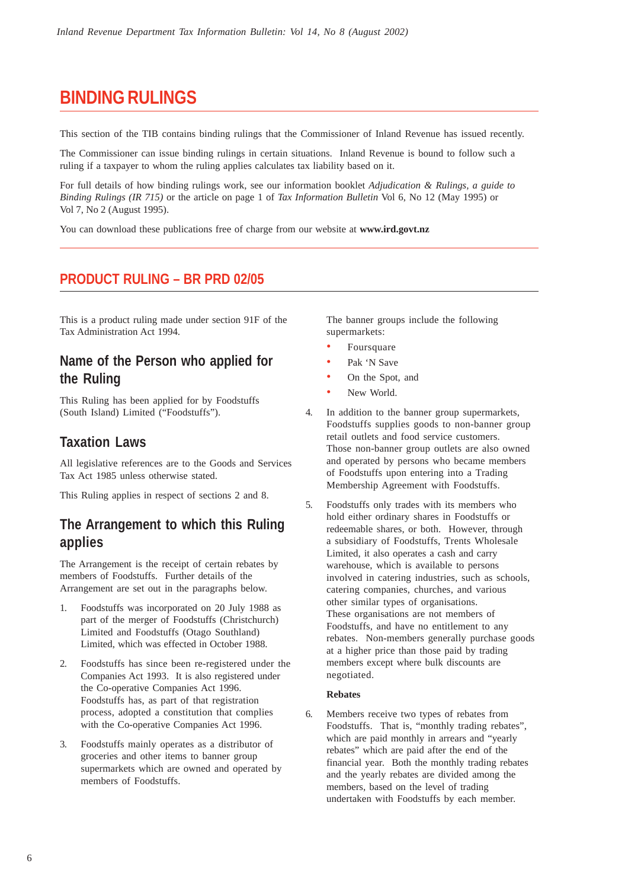# BINDING RULINGS

This section of the TIB contains binding rulings that the Commissioner of Inland Revenue has issued recently.

The Commissioner can issue binding rulings in certain situations. Inland Revenue is bound to follow such a ruling if a taxpayer to whom the ruling applies calculates tax liability based on it.

For full details of how binding rulings work, see our information booklet *Adjudication & Rulings, a guide to Binding Rulings (IR 715)* or the article on page 1 of *Tax Information Bulletin* Vol 6, No 12 (May 1995) or Vol 7, No 2 (August 1995).

You can download these publications free of charge from our website at **www.ird.govt.nz**

## PRODUCT RULING – BR PRD 02/05

This is a product ruling made under section 91F of the Tax Administration Act 1994.

### Name of the Person who applied for the Ruling

This Ruling has been applied for by Foodstuffs (South Island) Limited ("Foodstuffs").

### Taxation Laws

All legislative references are to the Goods and Services Tax Act 1985 unless otherwise stated.

This Ruling applies in respect of sections 2 and 8.

### The Arrangement to which this Ruling applies

The Arrangement is the receipt of certain rebates by members of Foodstuffs. Further details of the Arrangement are set out in the paragraphs below.

1. Foodstuffs was incorporated on 20 July 1988 as part of the merger of Foodstuffs (Christchurch) Limited and Foodstuffs (Otago Southland) Limited, which was effected in October 1988.

2. Foodstuffs has since been re-registered under the Companies Act 1993. It is also registered under the Co-operative Companies Act 1996. Foodstuffs has, as part of that registration process, adopted a constitution that complies with the Co-operative Companies Act 1996.

3. Foodstuffs mainly operates as a distributor of groceries and other items to banner group supermarkets which are owned and operated by members of Foodstuffs.

   The banner groups include the following supermarkets:

   - Foursquare
   - Pak 'N Save
   - On the Spot, and
   - New World.

4. In addition to the banner group supermarkets, Foodstuffs supplies goods to non-banner group retail outlets and food service customers. Those non-banner group outlets are also owned and operated by persons who became members of Foodstuffs upon entering into a Trading Membership Agreement with Foodstuffs.

5. Foodstuffs only trades with its members who hold either ordinary shares in Foodstuffs or redeemable shares, or both. However, through a subsidiary of Foodstuffs, Trents Wholesale Limited, it also operates a cash and carry warehouse, which is available to persons involved in catering industries, such as schools, catering companies, churches, and various other similar types of organisations. These organisations are not members of Foodstuffs, and have no entitlement to any rebates. Non-members generally purchase goods at a higher price than those paid by trading members except where bulk discounts are negotiated.

**Rebates**

6. Members receive two types of rebates from Foodstuffs. That is, "monthly trading rebates", which are paid monthly in arrears and "yearly rebates" which are paid after the end of the financial year. Both the monthly trading rebates and the yearly rebates are divided among the members, based on the level of trading undertaken with Foodstuffs by each member.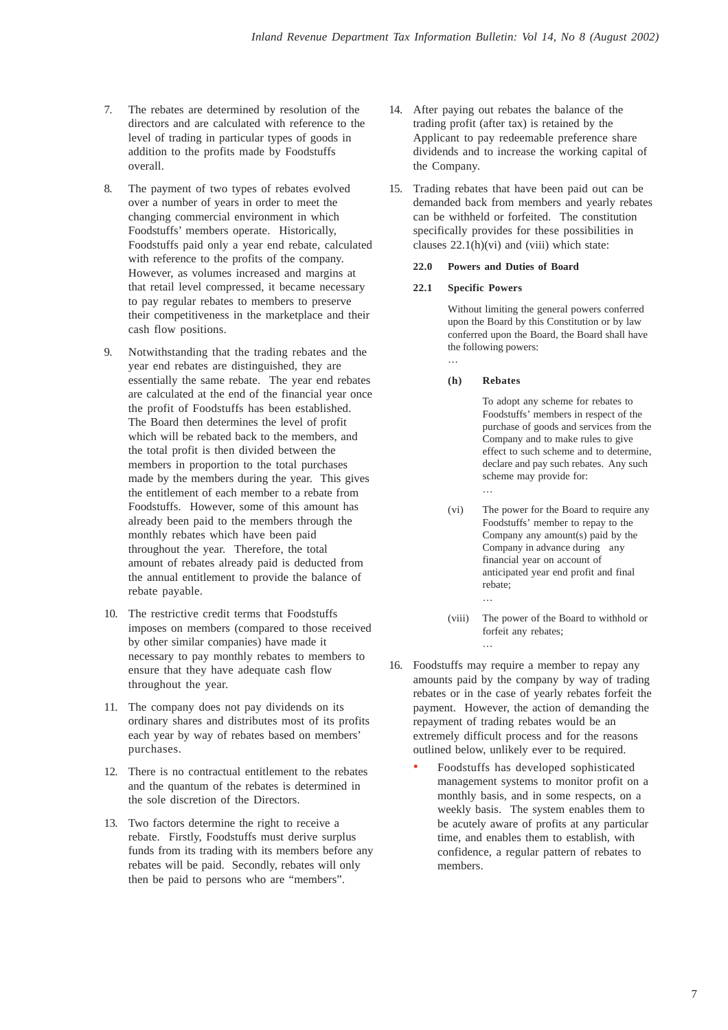7. The rebates are determined by resolution of the directors and are calculated with reference to the level of trading in particular types of goods in addition to the profits made by Foodstuffs overall.

8. The payment of two types of rebates evolved over a number of years in order to meet the changing commercial environment in which Foodstuffs' members operate. Historically, Foodstuffs paid only a year end rebate, calculated with reference to the profits of the company. However, as volumes increased and margins at that retail level compressed, it became necessary to pay regular rebates to members to preserve their competitiveness in the marketplace and their cash flow positions.

9. Notwithstanding that the trading rebates and the year end rebates are distinguished, they are essentially the same rebate. The year end rebates are calculated at the end of the financial year once the profit of Foodstuffs has been established. The Board then determines the level of profit which will be rebated back to the members, and the total profit is then divided between the members in proportion to the total purchases made by the members during the year. This gives the entitlement of each member to a rebate from Foodstuffs. However, some of this amount has already been paid to the members through the monthly rebates which have been paid throughout the year. Therefore, the total amount of rebates already paid is deducted from the annual entitlement to provide the balance of rebate payable.

10. The restrictive credit terms that Foodstuffs imposes on members (compared to those received by other similar companies) have made it necessary to pay monthly rebates to members to ensure that they have adequate cash flow throughout the year.

11. The company does not pay dividends on its ordinary shares and distributes most of its profits each year by way of rebates based on members' purchases.

12. There is no contractual entitlement to the rebates and the quantum of the rebates is determined in the sole discretion of the Directors.

13. Two factors determine the right to receive a rebate. Firstly, Foodstuffs must derive surplus funds from its trading with its members before any rebates will be paid. Secondly, rebates will only then be paid to persons who are "members".

14. After paying out rebates the balance of the trading profit (after tax) is retained by the Applicant to pay redeemable preference share dividends and to increase the working capital of the Company.

15. Trading rebates that have been paid out can be demanded back from members and yearly rebates can be withheld or forfeited. The constitution specifically provides for these possibilities in clauses 22.1(h)(vi) and (viii) which state:

    **22.0 Powers and Duties of Board**

    **22.1 Specific Powers**

    Without limiting the general powers conferred upon the Board by this Constitution or by law conferred upon the Board, the Board shall have the following powers:

    …

    **(h) Rebates**

    To adopt any scheme for rebates to Foodstuffs' members in respect of the purchase of goods and services from the Company and to make rules to give effect to such scheme and to determine, declare and pay such rebates. Any such scheme may provide for:

    …

    (vi) The power for the Board to require any Foodstuffs' member to repay to the Company any amount(s) paid by the Company in advance during any financial year on account of anticipated year end profit and final rebate;

    …

    (viii) The power of the Board to withhold or forfeit any rebates;

    …

16. Foodstuffs may require a member to repay any amounts paid by the company by way of trading rebates or in the case of yearly rebates forfeit the payment. However, the action of demanding the repayment of trading rebates would be an extremely difficult process and for the reasons outlined below, unlikely ever to be required.

    - Foodstuffs has developed sophisticated management systems to monitor profit on a monthly basis, and in some respects, on a weekly basis. The system enables them to be acutely aware of profits at any particular time, and enables them to establish, with confidence, a regular pattern of rebates to members.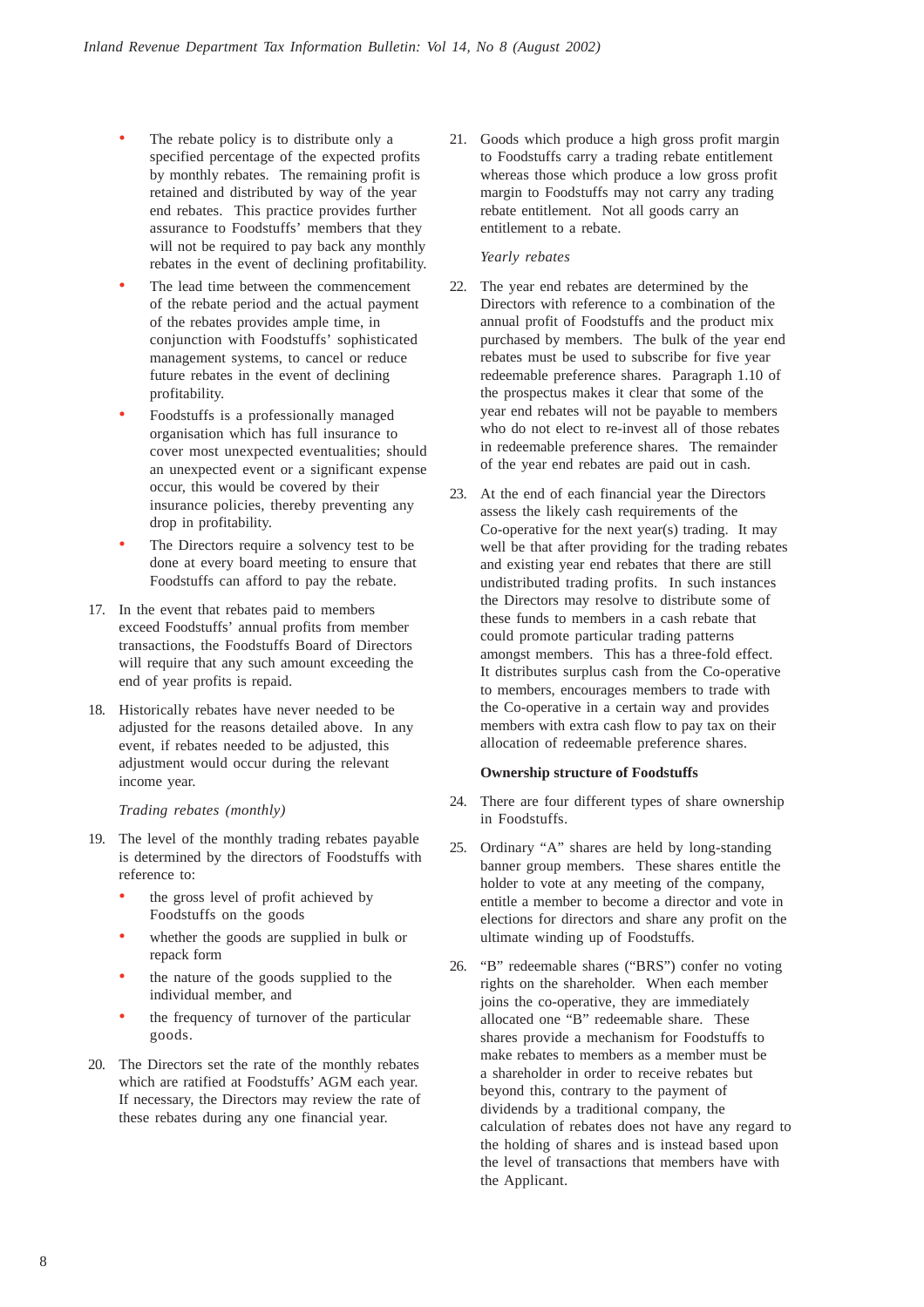- The rebate policy is to distribute only a specified percentage of the expected profits by monthly rebates. The remaining profit is retained and distributed by way of the year end rebates. This practice provides further assurance to Foodstuffs' members that they will not be required to pay back any monthly rebates in the event of declining profitability.
- The lead time between the commencement of the rebate period and the actual payment of the rebates provides ample time, in conjunction with Foodstuffs' sophisticated management systems, to cancel or reduce future rebates in the event of declining profitability.
- Foodstuffs is a professionally managed organisation which has full insurance to cover most unexpected eventualities; should an unexpected event or a significant expense occur, this would be covered by their insurance policies, thereby preventing any drop in profitability.
- The Directors require a solvency test to be done at every board meeting to ensure that Foodstuffs can afford to pay the rebate.

17. In the event that rebates paid to members exceed Foodstuffs' annual profits from member transactions, the Foodstuffs Board of Directors will require that any such amount exceeding the end of year profits is repaid.

18. Historically rebates have never needed to be adjusted for the reasons detailed above. In any event, if rebates needed to be adjusted, this adjustment would occur during the relevant income year.

*Trading rebates (monthly)*

19. The level of the monthly trading rebates payable is determined by the directors of Foodstuffs with reference to:
    - the gross level of profit achieved by Foodstuffs on the goods
    - whether the goods are supplied in bulk or repack form
    - the nature of the goods supplied to the individual member, and
    - the frequency of turnover of the particular goods.

20. The Directors set the rate of the monthly rebates which are ratified at Foodstuffs' AGM each year. If necessary, the Directors may review the rate of these rebates during any one financial year.

21. Goods which produce a high gross profit margin to Foodstuffs carry a trading rebate entitlement whereas those which produce a low gross profit margin to Foodstuffs may not carry any trading rebate entitlement. Not all goods carry an entitlement to a rebate.

*Yearly rebates*

22. The year end rebates are determined by the Directors with reference to a combination of the annual profit of Foodstuffs and the product mix purchased by members. The bulk of the year end rebates must be used to subscribe for five year redeemable preference shares. Paragraph 1.10 of the prospectus makes it clear that some of the year end rebates will not be payable to members who do not elect to re-invest all of those rebates in redeemable preference shares. The remainder of the year end rebates are paid out in cash.

23. At the end of each financial year the Directors assess the likely cash requirements of the Co-operative for the next year(s) trading. It may well be that after providing for the trading rebates and existing year end rebates that there are still undistributed trading profits. In such instances the Directors may resolve to distribute some of these funds to members in a cash rebate that could promote particular trading patterns amongst members. This has a three-fold effect. It distributes surplus cash from the Co-operative to members, encourages members to trade with the Co-operative in a certain way and provides members with extra cash flow to pay tax on their allocation of redeemable preference shares.

**Ownership structure of Foodstuffs**

24. There are four different types of share ownership in Foodstuffs.

25. Ordinary "A" shares are held by long-standing banner group members. These shares entitle the holder to vote at any meeting of the company, entitle a member to become a director and vote in elections for directors and share any profit on the ultimate winding up of Foodstuffs.

26. "B" redeemable shares ("BRS") confer no voting rights on the shareholder. When each member joins the co-operative, they are immediately allocated one "B" redeemable share. These shares provide a mechanism for Foodstuffs to make rebates to members as a member must be a shareholder in order to receive rebates but beyond this, contrary to the payment of dividends by a traditional company, the calculation of rebates does not have any regard to the holding of shares and is instead based upon the level of transactions that members have with the Applicant.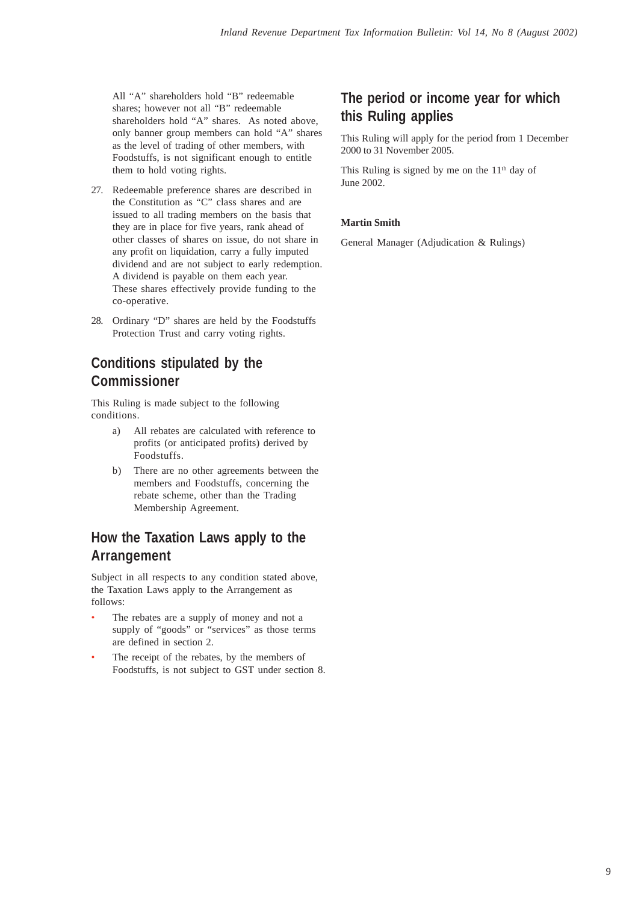All "A" shareholders hold "B" redeemable shares; however not all "B" redeemable shareholders hold "A" shares. As noted above, only banner group members can hold "A" shares as the level of trading of other members, with Foodstuffs, is not significant enough to entitle them to hold voting rights.

27. Redeemable preference shares are described in the Constitution as "C" class shares and are issued to all trading members on the basis that they are in place for five years, rank ahead of other classes of shares on issue, do not share in any profit on liquidation, carry a fully imputed dividend and are not subject to early redemption. A dividend is payable on them each year. These shares effectively provide funding to the co-operative.

28. Ordinary "D" shares are held by the Foodstuffs Protection Trust and carry voting rights.

## Conditions stipulated by the Commissioner

This Ruling is made subject to the following conditions.

a) All rebates are calculated with reference to profits (or anticipated profits) derived by Foodstuffs.

b) There are no other agreements between the members and Foodstuffs, concerning the rebate scheme, other than the Trading Membership Agreement.

## How the Taxation Laws apply to the Arrangement

Subject in all respects to any condition stated above, the Taxation Laws apply to the Arrangement as follows:

- The rebates are a supply of money and not a supply of "goods" or "services" as those terms are defined in section 2.
- The receipt of the rebates, by the members of Foodstuffs, is not subject to GST under section 8.

## The period or income year for which this Ruling applies

This Ruling will apply for the period from 1 December 2000 to 31 November 2005.

This Ruling is signed by me on the 11th day of June 2002.

**Martin Smith**

General Manager (Adjudication & Rulings)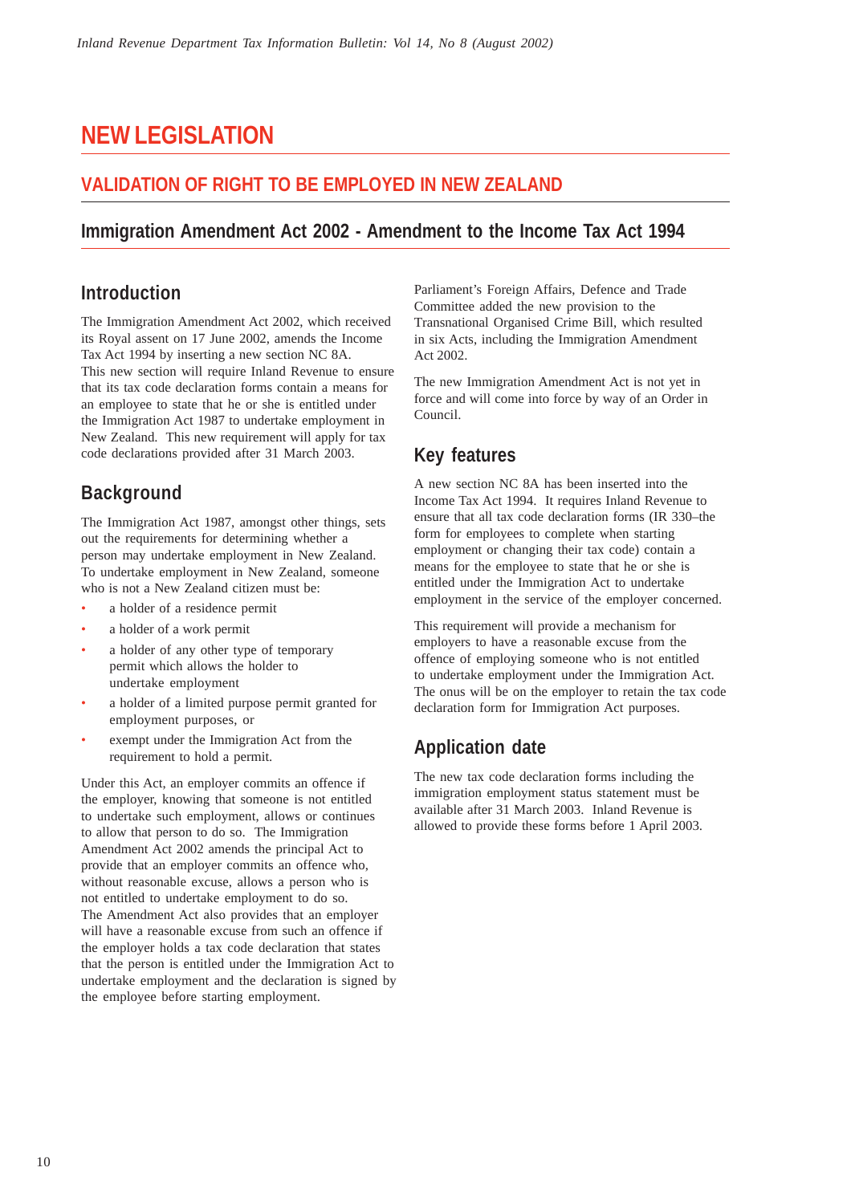# NEW LEGISLATION

## VALIDATION OF RIGHT TO BE EMPLOYED IN NEW ZEALAND

### Immigration Amendment Act 2002 - Amendment to the Income Tax Act 1994

### Introduction

The Immigration Amendment Act 2002, which received its Royal assent on 17 June 2002, amends the Income Tax Act 1994 by inserting a new section NC 8A. This new section will require Inland Revenue to ensure that its tax code declaration forms contain a means for an employee to state that he or she is entitled under the Immigration Act 1987 to undertake employment in New Zealand. This new requirement will apply for tax code declarations provided after 31 March 2003.

### Background

The Immigration Act 1987, amongst other things, sets out the requirements for determining whether a person may undertake employment in New Zealand. To undertake employment in New Zealand, someone who is not a New Zealand citizen must be:

- a holder of a residence permit
- a holder of a work permit
- a holder of any other type of temporary permit which allows the holder to undertake employment
- a holder of a limited purpose permit granted for employment purposes, or
- exempt under the Immigration Act from the requirement to hold a permit.

Under this Act, an employer commits an offence if the employer, knowing that someone is not entitled to undertake such employment, allows or continues to allow that person to do so. The Immigration Amendment Act 2002 amends the principal Act to provide that an employer commits an offence who, without reasonable excuse, allows a person who is not entitled to undertake employment to do so. The Amendment Act also provides that an employer will have a reasonable excuse from such an offence if the employer holds a tax code declaration that states that the person is entitled under the Immigration Act to undertake employment and the declaration is signed by the employee before starting employment.

Parliament's Foreign Affairs, Defence and Trade Committee added the new provision to the Transnational Organised Crime Bill, which resulted in six Acts, including the Immigration Amendment Act 2002.

The new Immigration Amendment Act is not yet in force and will come into force by way of an Order in Council.

### Key features

A new section NC 8A has been inserted into the Income Tax Act 1994. It requires Inland Revenue to ensure that all tax code declaration forms (IR 330–the form for employees to complete when starting employment or changing their tax code) contain a means for the employee to state that he or she is entitled under the Immigration Act to undertake employment in the service of the employer concerned.

This requirement will provide a mechanism for employers to have a reasonable excuse from the offence of employing someone who is not entitled to undertake employment under the Immigration Act. The onus will be on the employer to retain the tax code declaration form for Immigration Act purposes.

### Application date

The new tax code declaration forms including the immigration employment status statement must be available after 31 March 2003. Inland Revenue is allowed to provide these forms before 1 April 2003.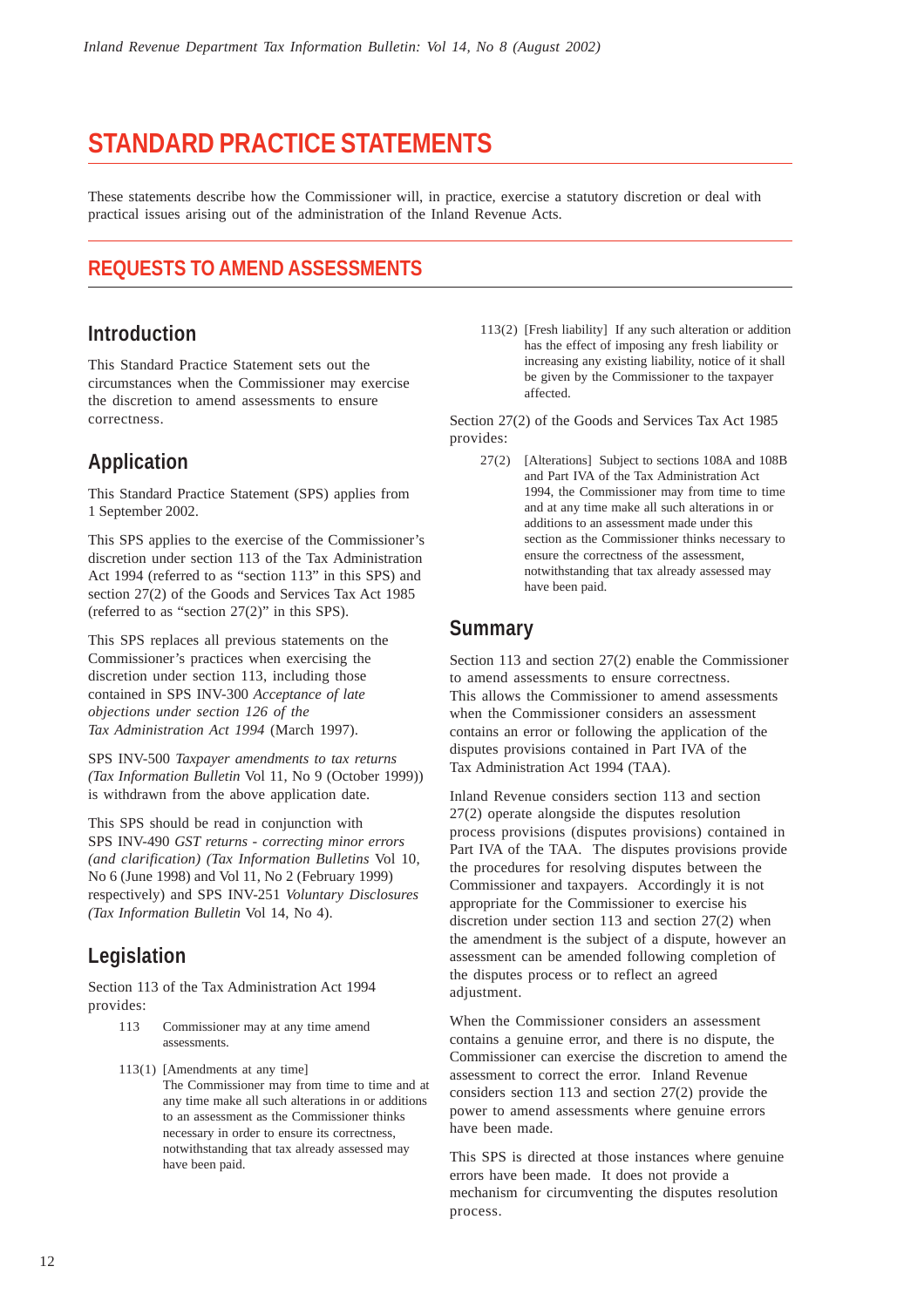# STANDARD PRACTICE STATEMENTS

These statements describe how the Commissioner will, in practice, exercise a statutory discretion or deal with practical issues arising out of the administration of the Inland Revenue Acts.

## REQUESTS TO AMEND ASSESSMENTS

### Introduction

This Standard Practice Statement sets out the circumstances when the Commissioner may exercise the discretion to amend assessments to ensure correctness.

### Application

This Standard Practice Statement (SPS) applies from 1 September 2002.

This SPS applies to the exercise of the Commissioner's discretion under section 113 of the Tax Administration Act 1994 (referred to as "section 113" in this SPS) and section 27(2) of the Goods and Services Tax Act 1985 (referred to as "section 27(2)" in this SPS).

This SPS replaces all previous statements on the Commissioner's practices when exercising the discretion under section 113, including those contained in SPS INV-300 *Acceptance of late objections under section 126 of the Tax Administration Act 1994* (March 1997).

SPS INV-500 *Taxpayer amendments to tax returns (Tax Information Bulletin* Vol 11, No 9 (October 1999)) is withdrawn from the above application date.

This SPS should be read in conjunction with SPS INV-490 *GST returns - correcting minor errors (and clarification) (Tax Information Bulletins* Vol 10, No 6 (June 1998) and Vol 11, No 2 (February 1999) respectively) and SPS INV-251 *Voluntary Disclosures (Tax Information Bulletin* Vol 14, No 4).

### Legislation

Section 113 of the Tax Administration Act 1994 provides:

> 113 Commissioner may at any time amend assessments.
>
> 113(1) [Amendments at any time]
> The Commissioner may from time to time and at any time make all such alterations in or additions to an assessment as the Commissioner thinks necessary in order to ensure its correctness, notwithstanding that tax already assessed may have been paid.
>
> 113(2) [Fresh liability] If any such alteration or addition has the effect of imposing any fresh liability or increasing any existing liability, notice of it shall be given by the Commissioner to the taxpayer affected.

Section 27(2) of the Goods and Services Tax Act 1985 provides:

> 27(2) [Alterations] Subject to sections 108A and 108B and Part IVA of the Tax Administration Act 1994, the Commissioner may from time to time and at any time make all such alterations in or additions to an assessment made under this section as the Commissioner thinks necessary to ensure the correctness of the assessment, notwithstanding that tax already assessed may have been paid.

### Summary

Section 113 and section 27(2) enable the Commissioner to amend assessments to ensure correctness. This allows the Commissioner to amend assessments when the Commissioner considers an assessment contains an error or following the application of the disputes provisions contained in Part IVA of the Tax Administration Act 1994 (TAA).

Inland Revenue considers section 113 and section 27(2) operate alongside the disputes resolution process provisions (disputes provisions) contained in Part IVA of the TAA. The disputes provisions provide the procedures for resolving disputes between the Commissioner and taxpayers. Accordingly it is not appropriate for the Commissioner to exercise his discretion under section 113 and section 27(2) when the amendment is the subject of a dispute, however an assessment can be amended following completion of the disputes process or to reflect an agreed adjustment.

When the Commissioner considers an assessment contains a genuine error, and there is no dispute, the Commissioner can exercise the discretion to amend the assessment to correct the error. Inland Revenue considers section 113 and section 27(2) provide the power to amend assessments where genuine errors have been made.

This SPS is directed at those instances where genuine errors have been made. It does not provide a mechanism for circumventing the disputes resolution process.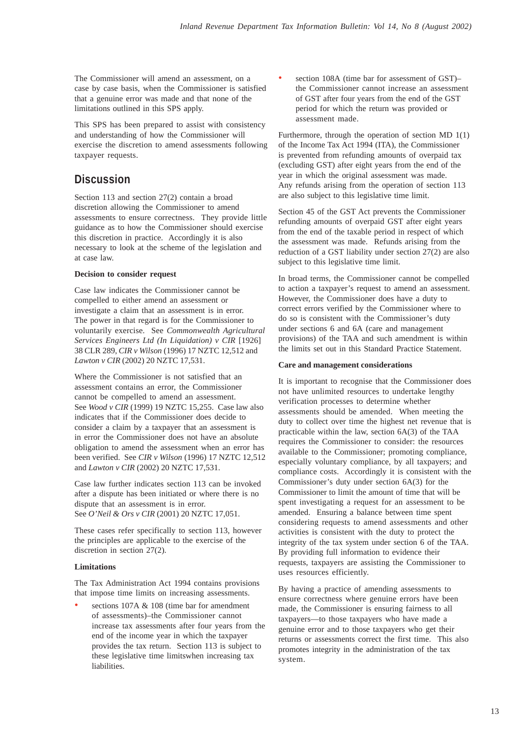The Commissioner will amend an assessment, on a case by case basis, when the Commissioner is satisfied that a genuine error was made and that none of the limitations outlined in this SPS apply.

This SPS has been prepared to assist with consistency and understanding of how the Commissioner will exercise the discretion to amend assessments following taxpayer requests.

## Discussion

Section 113 and section 27(2) contain a broad discretion allowing the Commissioner to amend assessments to ensure correctness. They provide little guidance as to how the Commissioner should exercise this discretion in practice. Accordingly it is also necessary to look at the scheme of the legislation and at case law.

**Decision to consider request**

Case law indicates the Commissioner cannot be compelled to either amend an assessment or investigate a claim that an assessment is in error. The power in that regard is for the Commissioner to voluntarily exercise. See *Commonwealth Agricultural Services Engineers Ltd (In Liquidation) v CIR* [1926] 38 CLR 289, *CIR v Wilson* (1996) 17 NZTC 12,512 and *Lawton v CIR* (2002) 20 NZTC 17,531.

Where the Commissioner is not satisfied that an assessment contains an error, the Commissioner cannot be compelled to amend an assessment. See *Wood v CIR* (1999) 19 NZTC 15,255. Case law also indicates that if the Commissioner does decide to consider a claim by a taxpayer that an assessment is in error the Commissioner does not have an absolute obligation to amend the assessment when an error has been verified. See *CIR v Wilson* (1996) 17 NZTC 12,512 and *Lawton v CIR* (2002) 20 NZTC 17,531.

Case law further indicates section 113 can be invoked after a dispute has been initiated or where there is no dispute that an assessment is in error. See *O'Neil & Ors v CIR* (2001) 20 NZTC 17,051.

These cases refer specifically to section 113, however the principles are applicable to the exercise of the discretion in section 27(2).

**Limitations**

The Tax Administration Act 1994 contains provisions that impose time limits on increasing assessments.

- sections 107A & 108 (time bar for amendment of assessments)–the Commissioner cannot increase tax assessments after four years from the end of the income year in which the taxpayer provides the tax return. Section 113 is subject to these legislative time limitswhen increasing tax liabilities.
- section 108A (time bar for assessment of GST)–the Commissioner cannot increase an assessment of GST after four years from the end of the GST period for which the return was provided or assessment made.

Furthermore, through the operation of section MD 1(1) of the Income Tax Act 1994 (ITA), the Commissioner is prevented from refunding amounts of overpaid tax (excluding GST) after eight years from the end of the year in which the original assessment was made. Any refunds arising from the operation of section 113 are also subject to this legislative time limit.

Section 45 of the GST Act prevents the Commissioner refunding amounts of overpaid GST after eight years from the end of the taxable period in respect of which the assessment was made. Refunds arising from the reduction of a GST liability under section 27(2) are also subject to this legislative time limit.

In broad terms, the Commissioner cannot be compelled to action a taxpayer's request to amend an assessment. However, the Commissioner does have a duty to correct errors verified by the Commissioner where to do so is consistent with the Commissioner's duty under sections 6 and 6A (care and management provisions) of the TAA and such amendment is within the limits set out in this Standard Practice Statement.

**Care and management considerations**

It is important to recognise that the Commissioner does not have unlimited resources to undertake lengthy verification processes to determine whether assessments should be amended. When meeting the duty to collect over time the highest net revenue that is practicable within the law, section 6A(3) of the TAA requires the Commissioner to consider: the resources available to the Commissioner; promoting compliance, especially voluntary compliance, by all taxpayers; and compliance costs. Accordingly it is consistent with the Commissioner's duty under section 6A(3) for the Commissioner to limit the amount of time that will be spent investigating a request for an assessment to be amended. Ensuring a balance between time spent considering requests to amend assessments and other activities is consistent with the duty to protect the integrity of the tax system under section 6 of the TAA. By providing full information to evidence their requests, taxpayers are assisting the Commissioner to uses resources efficiently.

By having a practice of amending assessments to ensure correctness where genuine errors have been made, the Commissioner is ensuring fairness to all taxpayers—to those taxpayers who have made a genuine error and to those taxpayers who get their returns or assessments correct the first time. This also promotes integrity in the administration of the tax system.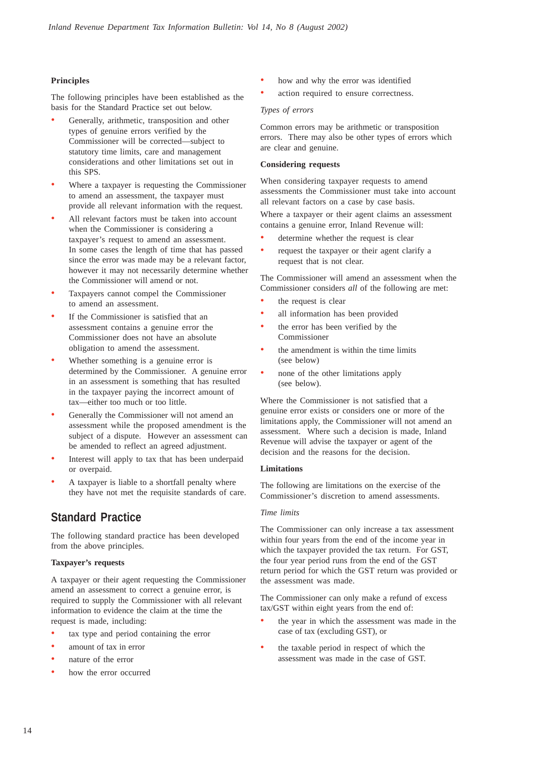### Principles

The following principles have been established as the basis for the Standard Practice set out below.

- Generally, arithmetic, transposition and other types of genuine errors verified by the Commissioner will be corrected—subject to statutory time limits, care and management considerations and other limitations set out in this SPS.
- Where a taxpayer is requesting the Commissioner to amend an assessment, the taxpayer must provide all relevant information with the request.
- All relevant factors must be taken into account when the Commissioner is considering a taxpayer's request to amend an assessment. In some cases the length of time that has passed since the error was made may be a relevant factor, however it may not necessarily determine whether the Commissioner will amend or not.
- Taxpayers cannot compel the Commissioner to amend an assessment.
- If the Commissioner is satisfied that an assessment contains a genuine error the Commissioner does not have an absolute obligation to amend the assessment.
- Whether something is a genuine error is determined by the Commissioner. A genuine error in an assessment is something that has resulted in the taxpayer paying the incorrect amount of tax—either too much or too little.
- Generally the Commissioner will not amend an assessment while the proposed amendment is the subject of a dispute. However an assessment can be amended to reflect an agreed adjustment.
- Interest will apply to tax that has been underpaid or overpaid.
- A taxpayer is liable to a shortfall penalty where they have not met the requisite standards of care.

## Standard Practice

The following standard practice has been developed from the above principles.

### Taxpayer's requests

A taxpayer or their agent requesting the Commissioner amend an assessment to correct a genuine error, is required to supply the Commissioner with all relevant information to evidence the claim at the time the request is made, including:

- tax type and period containing the error
- amount of tax in error
- nature of the error
- how the error occurred
- how and why the error was identified
- action required to ensure correctness.

*Types of errors*

Common errors may be arithmetic or transposition errors. There may also be other types of errors which are clear and genuine.

### Considering requests

When considering taxpayer requests to amend assessments the Commissioner must take into account all relevant factors on a case by case basis.

Where a taxpayer or their agent claims an assessment contains a genuine error, Inland Revenue will:

- determine whether the request is clear
- request the taxpayer or their agent clarify a request that is not clear.

The Commissioner will amend an assessment when the Commissioner considers *all* of the following are met:

- the request is clear
- all information has been provided
- the error has been verified by the Commissioner
- the amendment is within the time limits (see below)
- none of the other limitations apply (see below).

Where the Commissioner is not satisfied that a genuine error exists or considers one or more of the limitations apply, the Commissioner will not amend an assessment. Where such a decision is made, Inland Revenue will advise the taxpayer or agent of the decision and the reasons for the decision.

### Limitations

The following are limitations on the exercise of the Commissioner's discretion to amend assessments.

*Time limits*

The Commissioner can only increase a tax assessment within four years from the end of the income year in which the taxpayer provided the tax return. For GST, the four year period runs from the end of the GST return period for which the GST return was provided or the assessment was made.

The Commissioner can only make a refund of excess tax/GST within eight years from the end of:

- the year in which the assessment was made in the case of tax (excluding GST), or
- the taxable period in respect of which the assessment was made in the case of GST.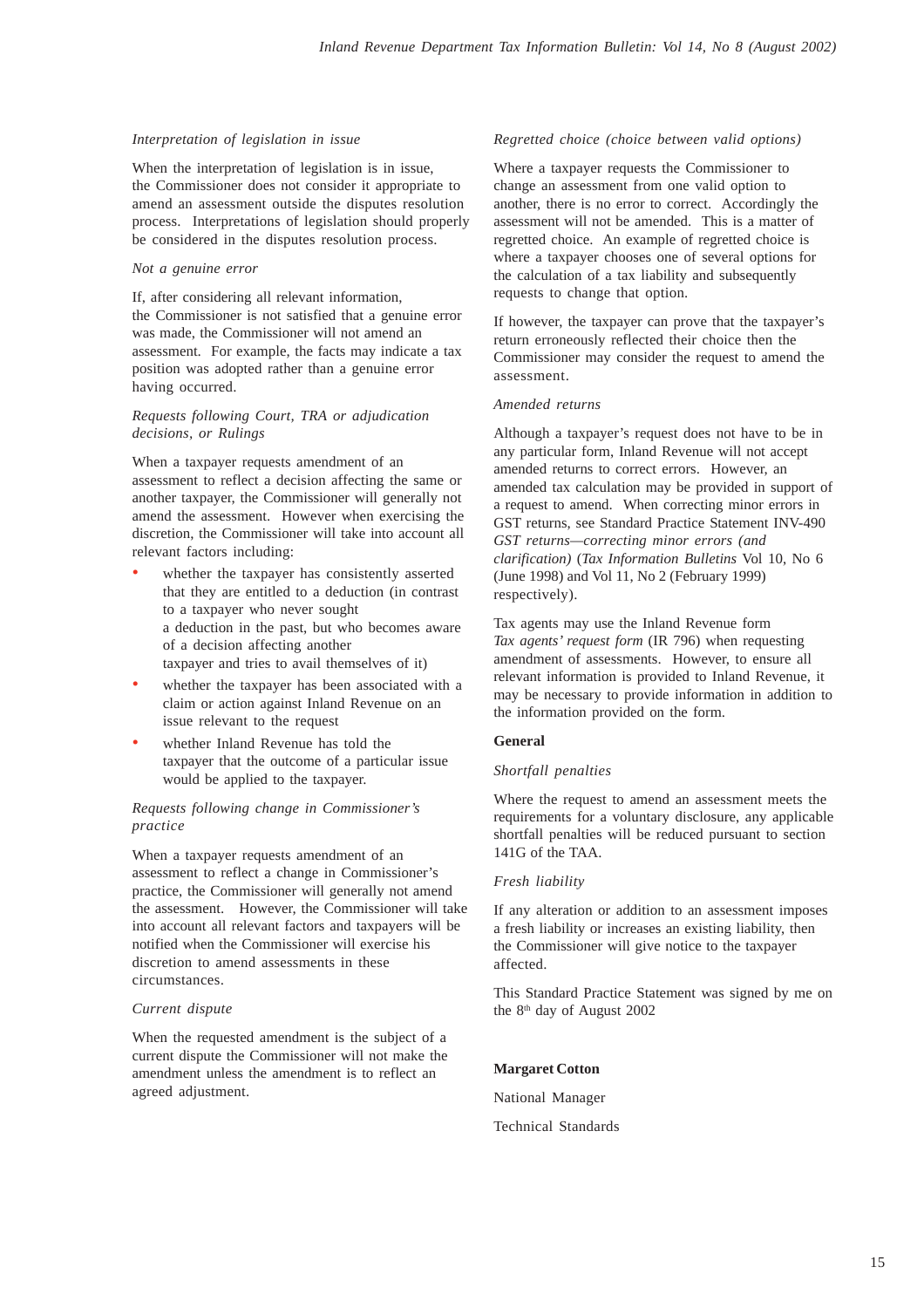*Interpretation of legislation in issue*

When the interpretation of legislation is in issue, the Commissioner does not consider it appropriate to amend an assessment outside the disputes resolution process. Interpretations of legislation should properly be considered in the disputes resolution process.

*Not a genuine error*

If, after considering all relevant information, the Commissioner is not satisfied that a genuine error was made, the Commissioner will not amend an assessment. For example, the facts may indicate a tax position was adopted rather than a genuine error having occurred.

*Requests following Court, TRA or adjudication decisions, or Rulings*

When a taxpayer requests amendment of an assessment to reflect a decision affecting the same or another taxpayer, the Commissioner will generally not amend the assessment. However when exercising the discretion, the Commissioner will take into account all relevant factors including:

- whether the taxpayer has consistently asserted that they are entitled to a deduction (in contrast to a taxpayer who never sought a deduction in the past, but who becomes aware of a decision affecting another taxpayer and tries to avail themselves of it)
- whether the taxpayer has been associated with a claim or action against Inland Revenue on an issue relevant to the request
- whether Inland Revenue has told the taxpayer that the outcome of a particular issue would be applied to the taxpayer.

*Requests following change in Commissioner's practice*

When a taxpayer requests amendment of an assessment to reflect a change in Commissioner's practice, the Commissioner will generally not amend the assessment. However, the Commissioner will take into account all relevant factors and taxpayers will be notified when the Commissioner will exercise his discretion to amend assessments in these circumstances.

*Current dispute*

When the requested amendment is the subject of a current dispute the Commissioner will not make the amendment unless the amendment is to reflect an agreed adjustment.

*Regretted choice (choice between valid options)*

Where a taxpayer requests the Commissioner to change an assessment from one valid option to another, there is no error to correct. Accordingly the assessment will not be amended. This is a matter of regretted choice. An example of regretted choice is where a taxpayer chooses one of several options for the calculation of a tax liability and subsequently requests to change that option.

If however, the taxpayer can prove that the taxpayer's return erroneously reflected their choice then the Commissioner may consider the request to amend the assessment.

*Amended returns*

Although a taxpayer's request does not have to be in any particular form, Inland Revenue will not accept amended returns to correct errors. However, an amended tax calculation may be provided in support of a request to amend. When correcting minor errors in GST returns, see Standard Practice Statement INV-490 *GST returns—correcting minor errors (and clarification)* (*Tax Information Bulletins* Vol 10, No 6 (June 1998) and Vol 11, No 2 (February 1999) respectively).

Tax agents may use the Inland Revenue form *Tax agents' request form* (IR 796) when requesting amendment of assessments. However, to ensure all relevant information is provided to Inland Revenue, it may be necessary to provide information in addition to the information provided on the form.

**General**

*Shortfall penalties*

Where the request to amend an assessment meets the requirements for a voluntary disclosure, any applicable shortfall penalties will be reduced pursuant to section 141G of the TAA.

*Fresh liability*

If any alteration or addition to an assessment imposes a fresh liability or increases an existing liability, then the Commissioner will give notice to the taxpayer affected.

This Standard Practice Statement was signed by me on the 8th day of August 2002

**Margaret Cotton**

National Manager

Technical Standards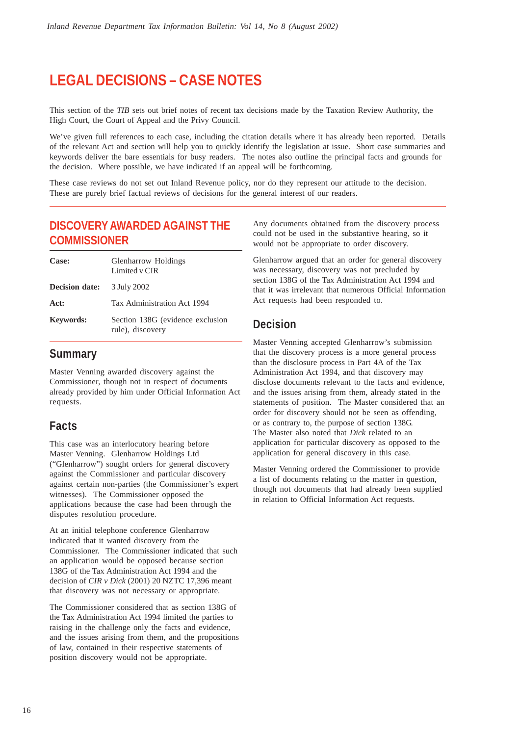# LEGAL DECISIONS – CASE NOTES

This section of the *TIB* sets out brief notes of recent tax decisions made by the Taxation Review Authority, the High Court, the Court of Appeal and the Privy Council.

We've given full references to each case, including the citation details where it has already been reported. Details of the relevant Act and section will help you to quickly identify the legislation at issue. Short case summaries and keywords deliver the bare essentials for busy readers. The notes also outline the principal facts and grounds for the decision. Where possible, we have indicated if an appeal will be forthcoming.

These case reviews do not set out Inland Revenue policy, nor do they represent our attitude to the decision. These are purely brief factual reviews of decisions for the general interest of our readers.

## DISCOVERY AWARDED AGAINST THE COMMISSIONER

| | |
|---|---|
| **Case:** | Glenharrow Holdings Limited v CIR |
| **Decision date:** | 3 July 2002 |
| **Act:** | Tax Administration Act 1994 |
| **Keywords:** | Section 138G (evidence exclusion rule), discovery |

### Summary

Master Venning awarded discovery against the Commissioner, though not in respect of documents already provided by him under Official Information Act requests.

### Facts

This case was an interlocutory hearing before Master Venning. Glenharrow Holdings Ltd ("Glenharrow") sought orders for general discovery against the Commissioner and particular discovery against certain non-parties (the Commissioner's expert witnesses). The Commissioner opposed the applications because the case had been through the disputes resolution procedure.

At an initial telephone conference Glenharrow indicated that it wanted discovery from the Commissioner. The Commissioner indicated that such an application would be opposed because section 138G of the Tax Administration Act 1994 and the decision of *CIR v Dick* (2001) 20 NZTC 17,396 meant that discovery was not necessary or appropriate.

The Commissioner considered that as section 138G of the Tax Administration Act 1994 limited the parties to raising in the challenge only the facts and evidence, and the issues arising from them, and the propositions of law, contained in their respective statements of position discovery would not be appropriate. Any documents obtained from the discovery process could not be used in the substantive hearing, so it would not be appropriate to order discovery.

Glenharrow argued that an order for general discovery was necessary, discovery was not precluded by section 138G of the Tax Administration Act 1994 and that it was irrelevant that numerous Official Information Act requests had been responded to.

### Decision

Master Venning accepted Glenharrow's submission that the discovery process is a more general process than the disclosure process in Part 4A of the Tax Administration Act 1994, and that discovery may disclose documents relevant to the facts and evidence, and the issues arising from them, already stated in the statements of position. The Master considered that an order for discovery should not be seen as offending, or as contrary to, the purpose of section 138G. The Master also noted that *Dick* related to an application for particular discovery as opposed to the application for general discovery in this case.

Master Venning ordered the Commissioner to provide a list of documents relating to the matter in question, though not documents that had already been supplied in relation to Official Information Act requests.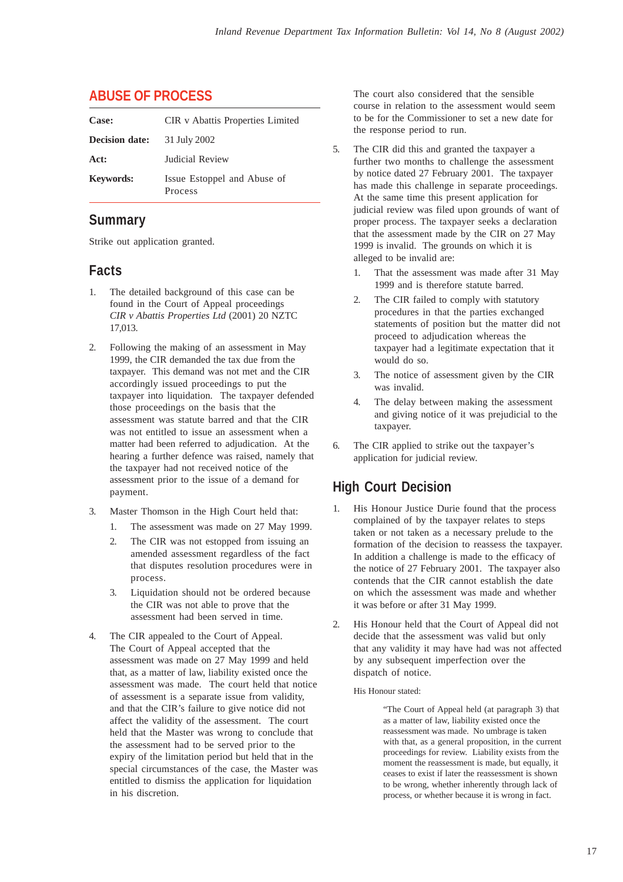## ABUSE OF PROCESS

| | |
|---|---|
| **Case:** | CIR v Abattis Properties Limited |
| **Decision date:** | 31 July 2002 |
| **Act:** | Judicial Review |
| **Keywords:** | Issue Estoppel and Abuse of Process |

### Summary

Strike out application granted.

### Facts

1. The detailed background of this case can be found in the Court of Appeal proceedings *CIR v Abattis Properties Ltd* (2001) 20 NZTC 17,013.

2. Following the making of an assessment in May 1999, the CIR demanded the tax due from the taxpayer. This demand was not met and the CIR accordingly issued proceedings to put the taxpayer into liquidation. The taxpayer defended those proceedings on the basis that the assessment was statute barred and that the CIR was not entitled to issue an assessment when a matter had been referred to adjudication. At the hearing a further defence was raised, namely that the taxpayer had not received notice of the assessment prior to the issue of a demand for payment.

3. Master Thomson in the High Court held that:
   1. The assessment was made on 27 May 1999.
   2. The CIR was not estopped from issuing an amended assessment regardless of the fact that disputes resolution procedures were in process.
   3. Liquidation should not be ordered because the CIR was not able to prove that the assessment had been served in time.

4. The CIR appealed to the Court of Appeal. The Court of Appeal accepted that the assessment was made on 27 May 1999 and held that, as a matter of law, liability existed once the assessment was made. The court held that notice of assessment is a separate issue from validity, and that the CIR's failure to give notice did not affect the validity of the assessment. The court held that the Master was wrong to conclude that the assessment had to be served prior to the expiry of the limitation period but held that in the special circumstances of the case, the Master was entitled to dismiss the application for liquidation in his discretion.

   The court also considered that the sensible course in relation to the assessment would seem to be for the Commissioner to set a new date for the response period to run.

5. The CIR did this and granted the taxpayer a further two months to challenge the assessment by notice dated 27 February 2001. The taxpayer has made this challenge in separate proceedings. At the same time this present application for judicial review was filed upon grounds of want of proper process. The taxpayer seeks a declaration that the assessment made by the CIR on 27 May 1999 is invalid. The grounds on which it is alleged to be invalid are:
   1. That the assessment was made after 31 May 1999 and is therefore statute barred.
   2. The CIR failed to comply with statutory procedures in that the parties exchanged statements of position but the matter did not proceed to adjudication whereas the taxpayer had a legitimate expectation that it would do so.
   3. The notice of assessment given by the CIR was invalid.
   4. The delay between making the assessment and giving notice of it was prejudicial to the taxpayer.

6. The CIR applied to strike out the taxpayer's application for judicial review.

### High Court Decision

1. His Honour Justice Durie found that the process complained of by the taxpayer relates to steps taken or not taken as a necessary prelude to the formation of the decision to reassess the taxpayer. In addition a challenge is made to the efficacy of the notice of 27 February 2001. The taxpayer also contends that the CIR cannot establish the date on which the assessment was made and whether it was before or after 31 May 1999.

2. His Honour held that the Court of Appeal did not decide that the assessment was valid but only that any validity it may have had was not affected by any subsequent imperfection over the dispatch of notice.

   His Honour stated:

   > "The Court of Appeal held (at paragraph 3) that as a matter of law, liability existed once the reassessment was made. No umbrage is taken with that, as a general proposition, in the current proceedings for review. Liability exists from the moment the reassessment is made, but equally, it ceases to exist if later the reassessment is shown to be wrong, whether inherently through lack of process, or whether because it is wrong in fact.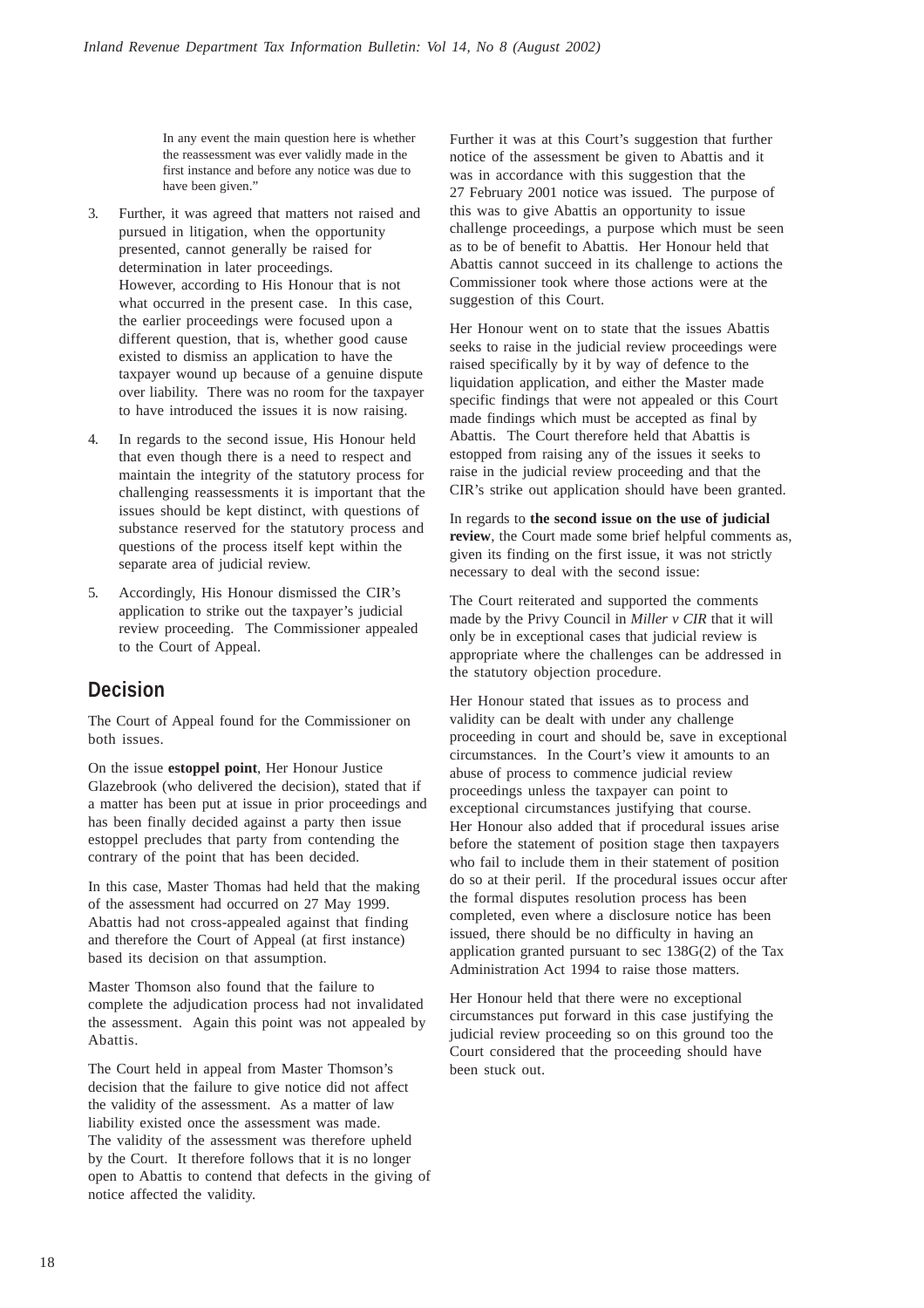> In any event the main question here is whether the reassessment was ever validly made in the first instance and before any notice was due to have been given."

3. Further, it was agreed that matters not raised and pursued in litigation, when the opportunity presented, cannot generally be raised for determination in later proceedings. However, according to His Honour that is not what occurred in the present case. In this case, the earlier proceedings were focused upon a different question, that is, whether good cause existed to dismiss an application to have the taxpayer wound up because of a genuine dispute over liability. There was no room for the taxpayer to have introduced the issues it is now raising.

4. In regards to the second issue, His Honour held that even though there is a need to respect and maintain the integrity of the statutory process for challenging reassessments it is important that the issues should be kept distinct, with questions of substance reserved for the statutory process and questions of the process itself kept within the separate area of judicial review.

5. Accordingly, His Honour dismissed the CIR's application to strike out the taxpayer's judicial review proceeding. The Commissioner appealed to the Court of Appeal.

## Decision

The Court of Appeal found for the Commissioner on both issues.

On the issue **estoppel point**, Her Honour Justice Glazebrook (who delivered the decision), stated that if a matter has been put at issue in prior proceedings and has been finally decided against a party then issue estoppel precludes that party from contending the contrary of the point that has been decided.

In this case, Master Thomas had held that the making of the assessment had occurred on 27 May 1999. Abattis had not cross-appealed against that finding and therefore the Court of Appeal (at first instance) based its decision on that assumption.

Master Thomson also found that the failure to complete the adjudication process had not invalidated the assessment. Again this point was not appealed by Abattis.

The Court held in appeal from Master Thomson's decision that the failure to give notice did not affect the validity of the assessment. As a matter of law liability existed once the assessment was made. The validity of the assessment was therefore upheld by the Court. It therefore follows that it is no longer open to Abattis to contend that defects in the giving of notice affected the validity.

Further it was at this Court's suggestion that further notice of the assessment be given to Abattis and it was in accordance with this suggestion that the 27 February 2001 notice was issued. The purpose of this was to give Abattis an opportunity to issue challenge proceedings, a purpose which must be seen as to be of benefit to Abattis. Her Honour held that Abattis cannot succeed in its challenge to actions the Commissioner took where those actions were at the suggestion of this Court.

Her Honour went on to state that the issues Abattis seeks to raise in the judicial review proceedings were raised specifically by it by way of defence to the liquidation application, and either the Master made specific findings that were not appealed or this Court made findings which must be accepted as final by Abattis. The Court therefore held that Abattis is estopped from raising any of the issues it seeks to raise in the judicial review proceeding and that the CIR's strike out application should have been granted.

In regards to **the second issue on the use of judicial review**, the Court made some brief helpful comments as, given its finding on the first issue, it was not strictly necessary to deal with the second issue:

The Court reiterated and supported the comments made by the Privy Council in *Miller v CIR* that it will only be in exceptional cases that judicial review is appropriate where the challenges can be addressed in the statutory objection procedure.

Her Honour stated that issues as to process and validity can be dealt with under any challenge proceeding in court and should be, save in exceptional circumstances. In the Court's view it amounts to an abuse of process to commence judicial review proceedings unless the taxpayer can point to exceptional circumstances justifying that course. Her Honour also added that if procedural issues arise before the statement of position stage then taxpayers who fail to include them in their statement of position do so at their peril. If the procedural issues occur after the formal disputes resolution process has been completed, even where a disclosure notice has been issued, there should be no difficulty in having an application granted pursuant to sec 138G(2) of the Tax Administration Act 1994 to raise those matters.

Her Honour held that there were no exceptional circumstances put forward in this case justifying the judicial review proceeding so on this ground too the Court considered that the proceeding should have been stuck out.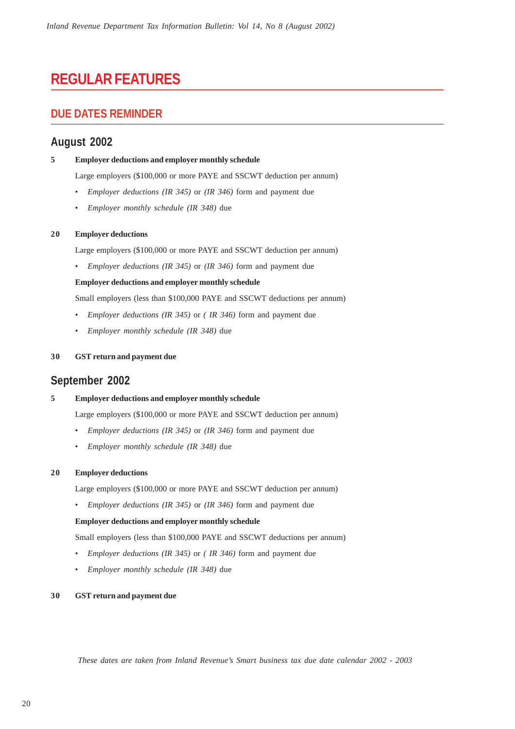# REGULAR FEATURES

## DUE DATES REMINDER

### August 2002

**5 Employer deductions and employer monthly schedule**

Large employers ($100,000 or more PAYE and SSCWT deduction per annum)

- *Employer deductions (IR 345)* or *(IR 346)* form and payment due
- *Employer monthly schedule (IR 348)* due

**20 Employer deductions**

Large employers ($100,000 or more PAYE and SSCWT deduction per annum)

- *Employer deductions (IR 345)* or *(IR 346)* form and payment due

**Employer deductions and employer monthly schedule**

Small employers (less than $100,000 PAYE and SSCWT deductions per annum)

- *Employer deductions (IR 345)* or *( IR 346)* form and payment due
- *Employer monthly schedule (IR 348)* due

**30 GST return and payment due**

### September 2002

**5 Employer deductions and employer monthly schedule**

Large employers ($100,000 or more PAYE and SSCWT deduction per annum)

- *Employer deductions (IR 345)* or *(IR 346)* form and payment due
- *Employer monthly schedule (IR 348)* due

**20 Employer deductions**

Large employers ($100,000 or more PAYE and SSCWT deduction per annum)

- *Employer deductions (IR 345)* or *(IR 346)* form and payment due

**Employer deductions and employer monthly schedule**

Small employers (less than $100,000 PAYE and SSCWT deductions per annum)

- *Employer deductions (IR 345)* or *( IR 346)* form and payment due
- *Employer monthly schedule (IR 348)* due

**30 GST return and payment due**

*These dates are taken from Inland Revenue's Smart business tax due date calendar 2002 - 2003*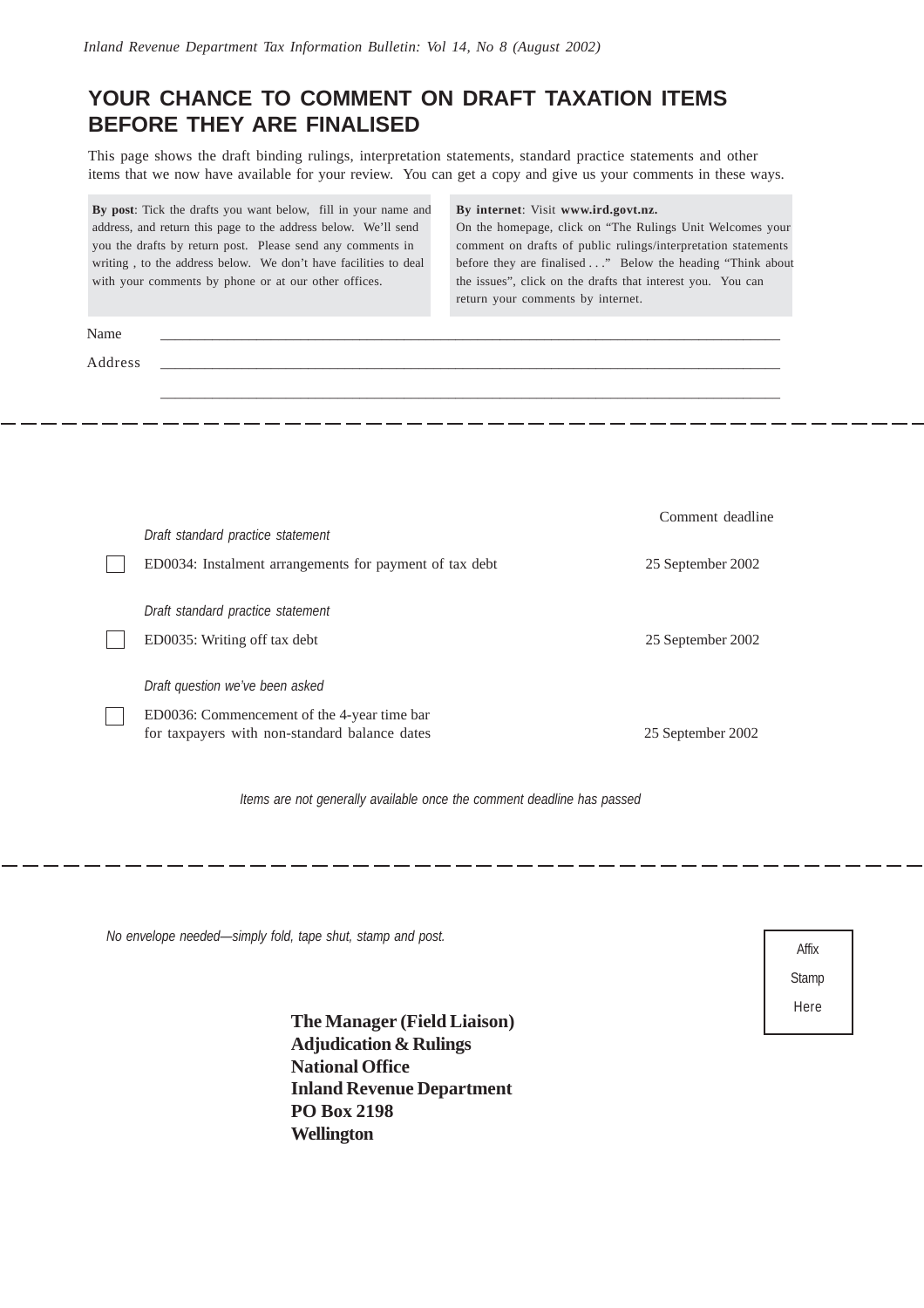# YOUR CHANCE TO COMMENT ON DRAFT TAXATION ITEMS BEFORE THEY ARE FINALISED

This page shows the draft binding rulings, interpretation statements, standard practice statements and other items that we now have available for your review. You can get a copy and give us your comments in these ways.

**By post**: Tick the drafts you want below, fill in your name and address, and return this page to the address below. We'll send you the drafts by return post. Please send any comments in writing , to the address below. We don't have facilities to deal with your comments by phone or at our other offices.

**By internet**: Visit **www.ird.govt.nz.** On the homepage, click on "The Rulings Unit Welcomes your comment on drafts of public rulings/interpretation statements before they are finalised . . ." Below the heading "Think about the issues", click on the drafts that interest you. You can return your comments by internet.

Name ______________________________________________

Address ______________________________________________

______________________________________________

| | | Comment deadline |
|---|---|---|
| | *Draft standard practice statement* | |
| ☐ | ED0034: Instalment arrangements for payment of tax debt | 25 September 2002 |
| | *Draft standard practice statement* | |
| ☐ | ED0035: Writing off tax debt | 25 September 2002 |
| | *Draft question we've been asked* | |
| ☐ | ED0036: Commencement of the 4-year time bar for taxpayers with non-standard balance dates | 25 September 2002 |

*Items are not generally available once the comment deadline has passed*

*No envelope needed—simply fold, tape shut, stamp and post.*

Affix Stamp Here

**The Manager (Field Liaison)**
**Adjudication & Rulings**
**National Office**
**Inland Revenue Department**
**PO Box 2198**
**Wellington**